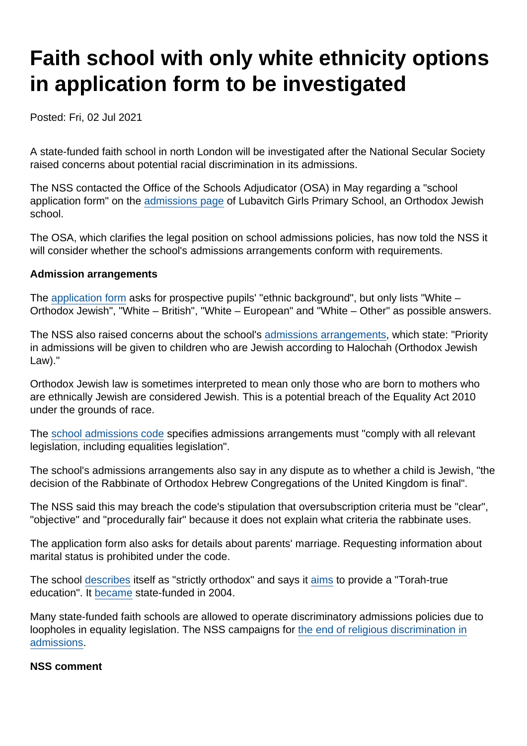# Faith school with only white ethnicity options in application form to be investigated

Posted: Fri, 02 Jul 2021

A state-funded faith school in north London will be investigated after the National Secular Society raised concerns about potential racial discrimination in its admissions.

The NSS contacted the Office of the Schools Adjudicator (OSA) in May regarding a "school application form" on the admissions page of Lubavitch Girls Primary School, an Orthodox Jewish school.

The OSA, which clarifies the legal position on school admissions policies, has now told the NSS it will consider whether the school's admissions arrangements conform with requirements.

**Admission arrangements**

The application form asks for prospective pupils' "ethnic background", but only lists "White – Orthodox Jewish", "White – British", "White – European" and "White – Other" as possible answers.

The NSS also raised concerns about the school's admissions arrangements, which state: "Priority in admissions will be given to children who are Jewish according to Halochah (Orthodox Jewish Law)."

Orthodox Jewish law is sometimes interpreted to mean only those who are born to mothers who are ethnically Jewish are considered Jewish. This is a potential breach of the Equality Act 2010 under the grounds of race.

The school admissions code specifies admissions arrangements must "comply with all relevant legislation, including equalities legislation".

The school's admissions arrangements also say in any dispute as to whether a child is Jewish, "the decision of the Rabbinate of Orthodox Hebrew Congregations of the United Kingdom is final".

The NSS said this may breach the code's stipulation that oversubscription criteria must be "clear", "objective" and "procedurally fair" because it does not explain what criteria the rabbinate uses.

The application form also asks for details about parents' marriage. Requesting information about marital status is prohibited under the code.

The school describes itself as "strictly orthodox" and says it aims to provide a "Torah-true education". It became state-funded in 2004.

Many state-funded faith schools are allowed to operate discriminatory admissions policies due to loopholes in equality legislation. The NSS campaigns for the end of religious discrimination in admissions.

**NSS comment**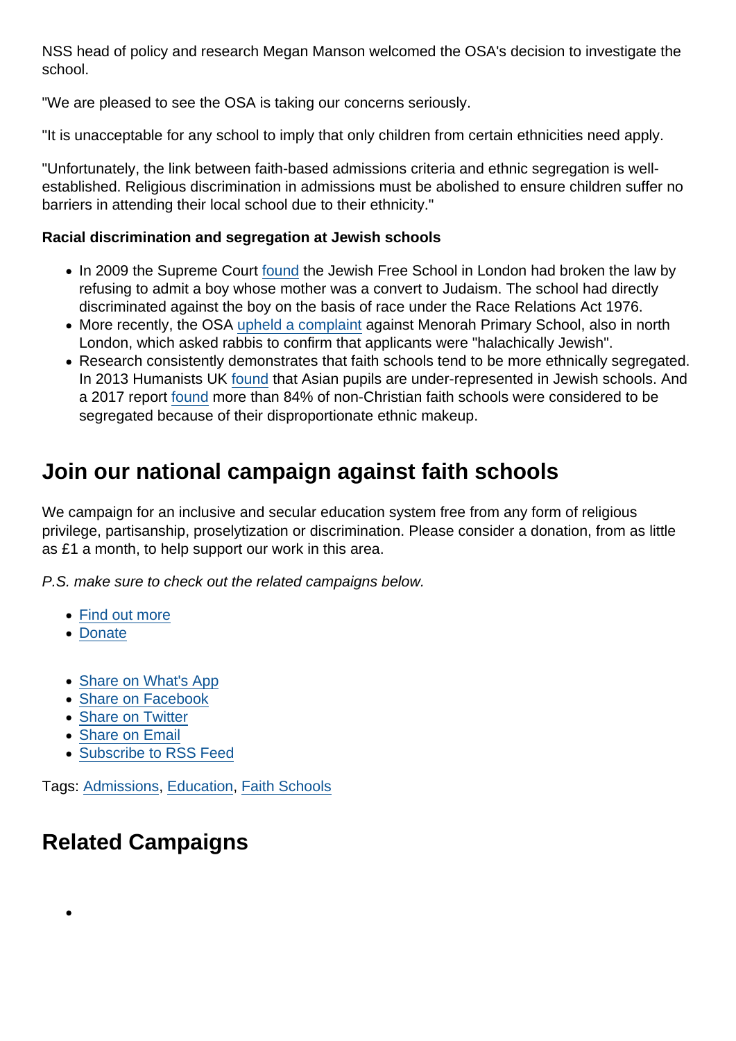NSS head of policy and research Megan Manson welcomed the OSA's decision to investigate the school.

"We are pleased to see the OSA is taking our concerns seriously.

"It is unacceptable for any school to imply that only children from certain ethnicities need apply.

"Unfortunately, the link between faith-based admissions criteria and ethnic segregation is well-established. Religious discrimination in admissions must be abolished to ensure children suffer no barriers in attending their local school due to their ethnicity."

**Racial discrimination and segregation at Jewish schools**

- In 2009 the Supreme Court found the Jewish Free School in London had broken the law by refusing to admit a boy whose mother was a convert to Judaism. The school had directly discriminated against the boy on the basis of race under the Race Relations Act 1976.
- More recently, the OSA upheld a complaint against Menorah Primary School, also in north London, which asked rabbis to confirm that applicants were "halachically Jewish".
- Research consistently demonstrates that faith schools tend to be more ethnically segregated. In 2013 Humanists UK found that Asian pupils are under-represented in Jewish schools. And a 2017 report found more than 84% of non-Christian faith schools were considered to be segregated because of their disproportionate ethnic makeup.

## Join our national campaign against faith schools

We campaign for an inclusive and secular education system free from any form of religious privilege, partisanship, proselytization or discrimination. Please consider a donation, from as little as £1 a month, to help support our work in this area.

*P.S. make sure to check out the related campaigns below.*

- Find out more
- Donate

- Share on What's App
- Share on Facebook
- Share on Twitter
- Share on Email
- Subscribe to RSS Feed

Tags: Admissions, Education, Faith Schools

## Related Campaigns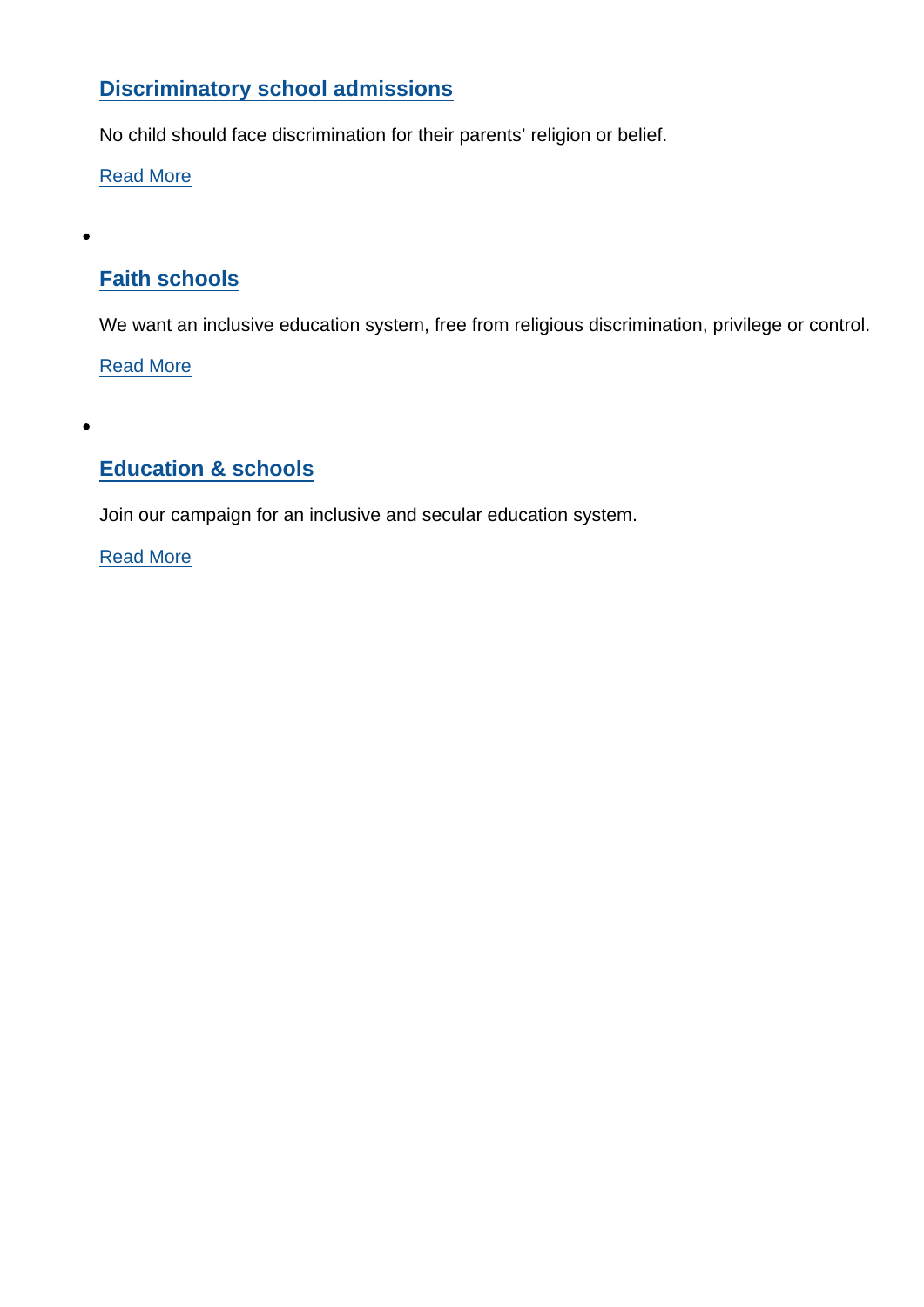### Discriminatory school admissions

No child should face discrimination for their parents' religion or belief.

Read More

- 

### Faith schools

We want an inclusive education system, free from religious discrimination, privilege or control.

Read More

- 

### Education & schools

Join our campaign for an inclusive and secular education system.

Read More